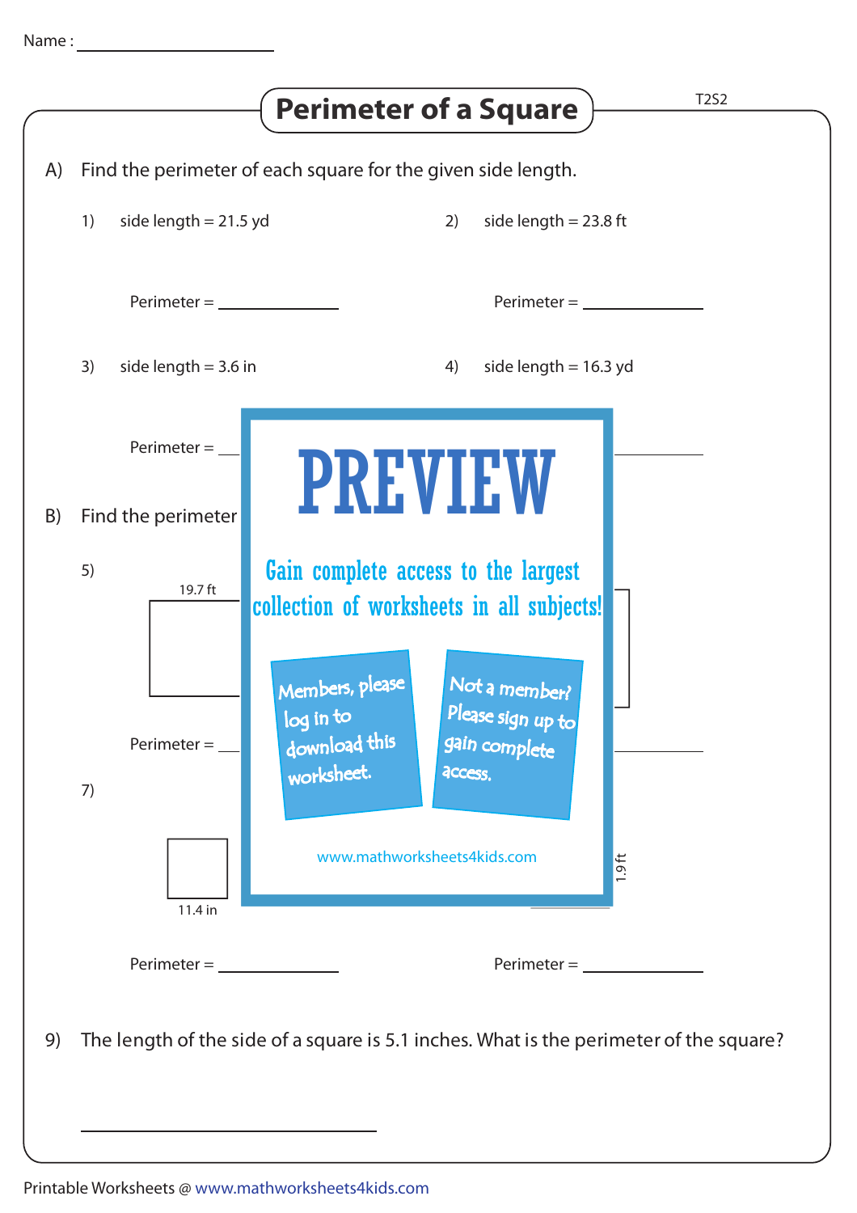Name : ____________________

# Perimeter of a Square

T2S2

A) Find the perimeter of each square for the given side length.

1) side length = 21.5 yd

Perimeter = ____________

2) side length = 23.8 ft

Perimeter = ____________

3) side length = 3.6 in

Perimeter = ____________

4) side length = 16.3 yd

Perimeter = ____________

B) Find the perimeter

5)

19.7 ft

Perimeter = ____________

Perimeter = ____________

7)

11.4 in

1.9 ft

Perimeter = ____________

Perimeter = ____________

PREVIEW

Gain complete access to the largest collection of worksheets in all subjects!

Members, please log in to download this worksheet.

Not a member? Please sign up to gain complete access.

www.mathworksheets4kids.com

9) The length of the side of a square is 5.1 inches. What is the perimeter of the square?

____________________

Printable Worksheets @ www.mathworksheets4kids.com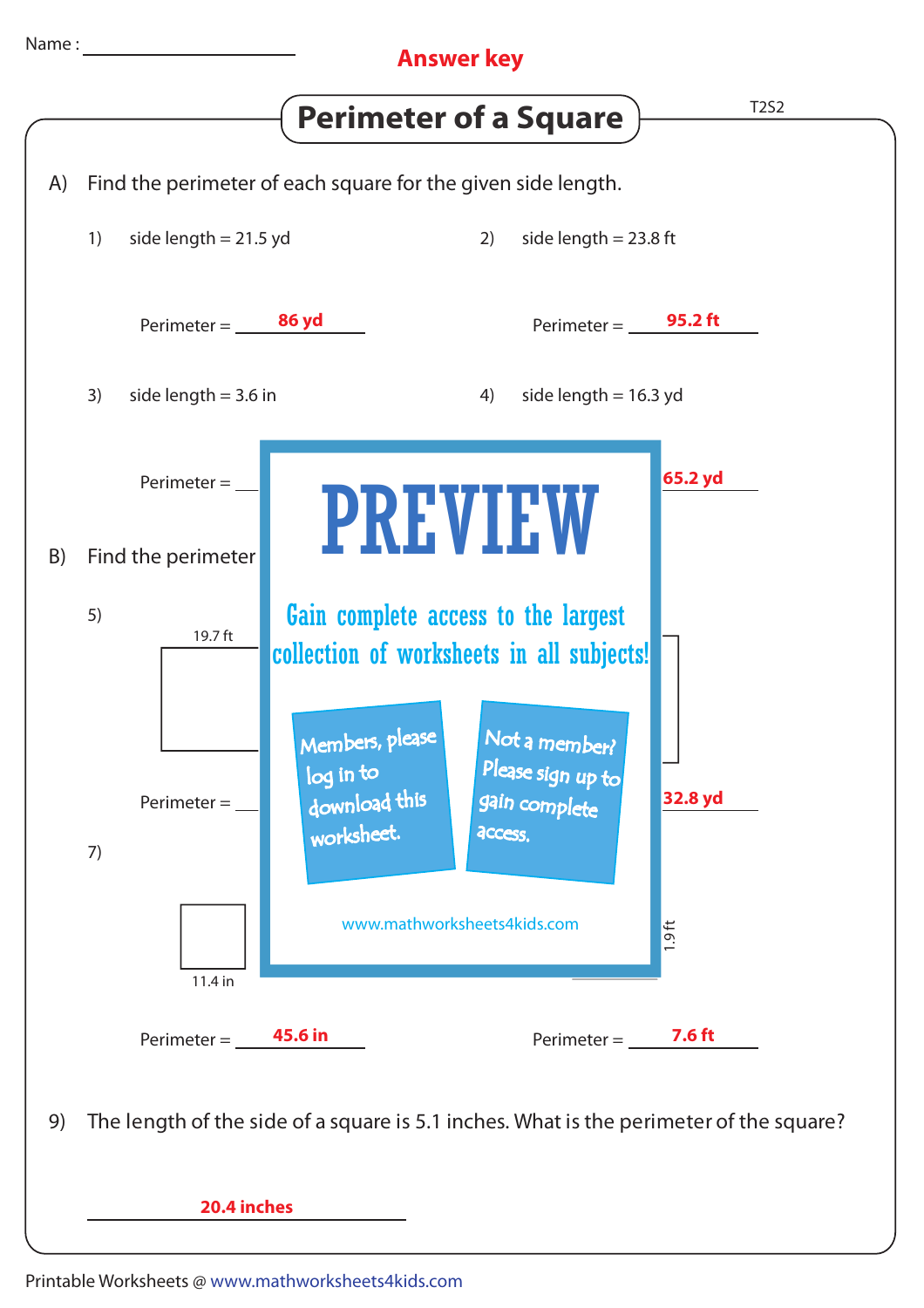Name : ____________________

**Answer key**

# Perimeter of a Square

T2S2

A) Find the perimeter of each square for the given side length.

1) side length = 21.5 yd

Perimeter = **86 yd**

2) side length = 23.8 ft

Perimeter = **95.2 ft**

3) side length = 3.6 in

Perimeter = ____

4) side length = 16.3 yd

**65.2 yd**

B) Find the perimeter

5)

19.7 ft

Perimeter = ____

**32.8 yd**

PREVIEW

Gain complete access to the largest collection of worksheets in all subjects!

Members, please log in to download this worksheet.

Not a member? Please sign up to gain complete access.

www.mathworksheets4kids.com

7)

11.4 in

Perimeter = **45.6 in**

1.9 ft

Perimeter = **7.6 ft**

9) The length of the side of a square is 5.1 inches. What is the perimeter of the square?

**20.4 inches**

Printable Worksheets @ www.mathworksheets4kids.com